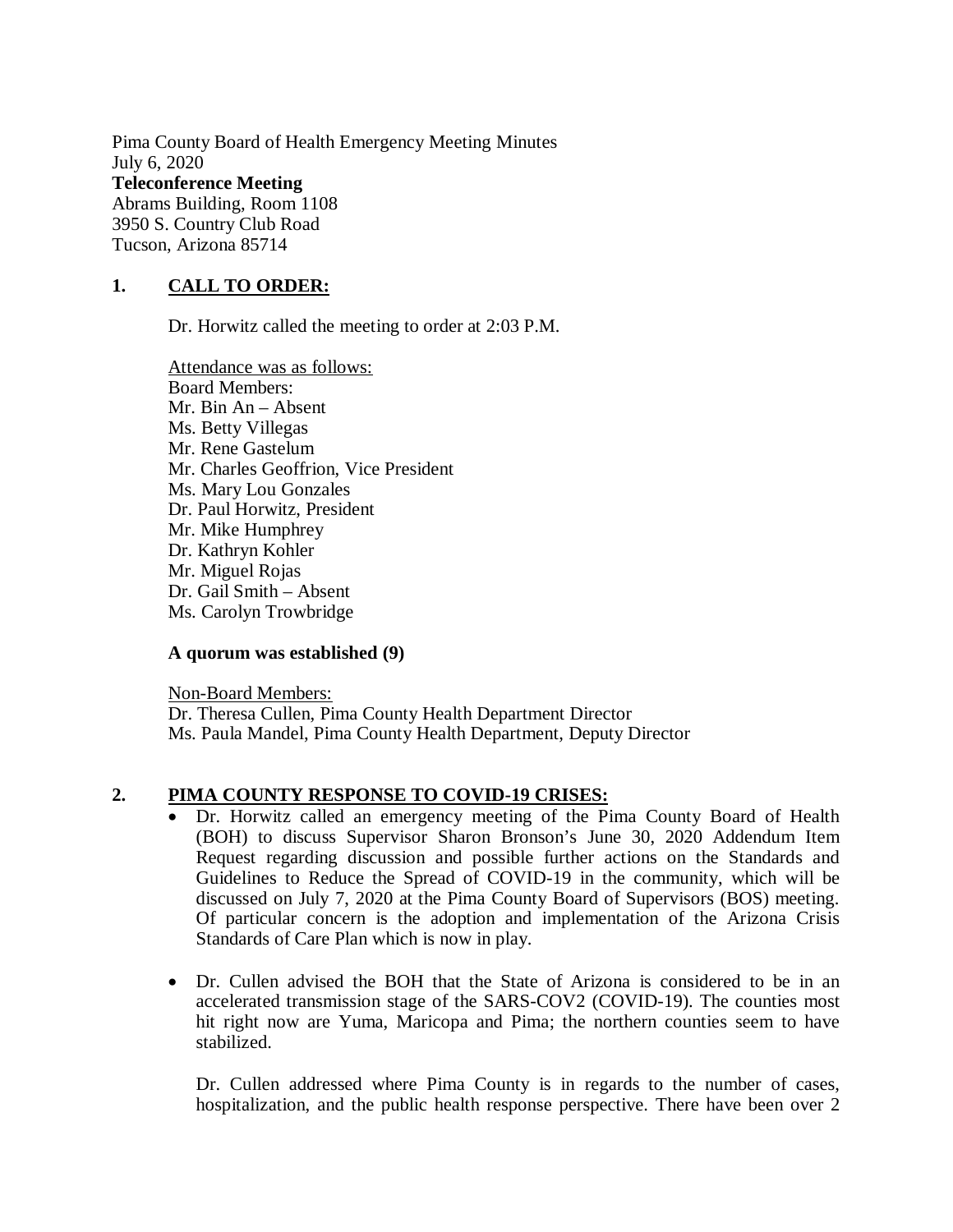Pima County Board of Health Emergency Meeting Minutes
July 6, 2020
**Teleconference Meeting**
Abrams Building, Room 1108
3950 S. Country Club Road
Tucson, Arizona 85714

## 1. CALL TO ORDER:

Dr. Horwitz called the meeting to order at 2:03 P.M.

Attendance was as follows:
Board Members:
Mr. Bin An – Absent
Ms. Betty Villegas
Mr. Rene Gastelum
Mr. Charles Geoffrion, Vice President
Ms. Mary Lou Gonzales
Dr. Paul Horwitz, President
Mr. Mike Humphrey
Dr. Kathryn Kohler
Mr. Miguel Rojas
Dr. Gail Smith – Absent
Ms. Carolyn Trowbridge

**A quorum was established (9)**

Non-Board Members:
Dr. Theresa Cullen, Pima County Health Department Director
Ms. Paula Mandel, Pima County Health Department, Deputy Director

## 2. PIMA COUNTY RESPONSE TO COVID-19 CRISES:

- Dr. Horwitz called an emergency meeting of the Pima County Board of Health (BOH) to discuss Supervisor Sharon Bronson's June 30, 2020 Addendum Item Request regarding discussion and possible further actions on the Standards and Guidelines to Reduce the Spread of COVID-19 in the community, which will be discussed on July 7, 2020 at the Pima County Board of Supervisors (BOS) meeting. Of particular concern is the adoption and implementation of the Arizona Crisis Standards of Care Plan which is now in play.

- Dr. Cullen advised the BOH that the State of Arizona is considered to be in an accelerated transmission stage of the SARS-COV2 (COVID-19). The counties most hit right now are Yuma, Maricopa and Pima; the northern counties seem to have stabilized.

  Dr. Cullen addressed where Pima County is in regards to the number of cases, hospitalization, and the public health response perspective. There have been over 2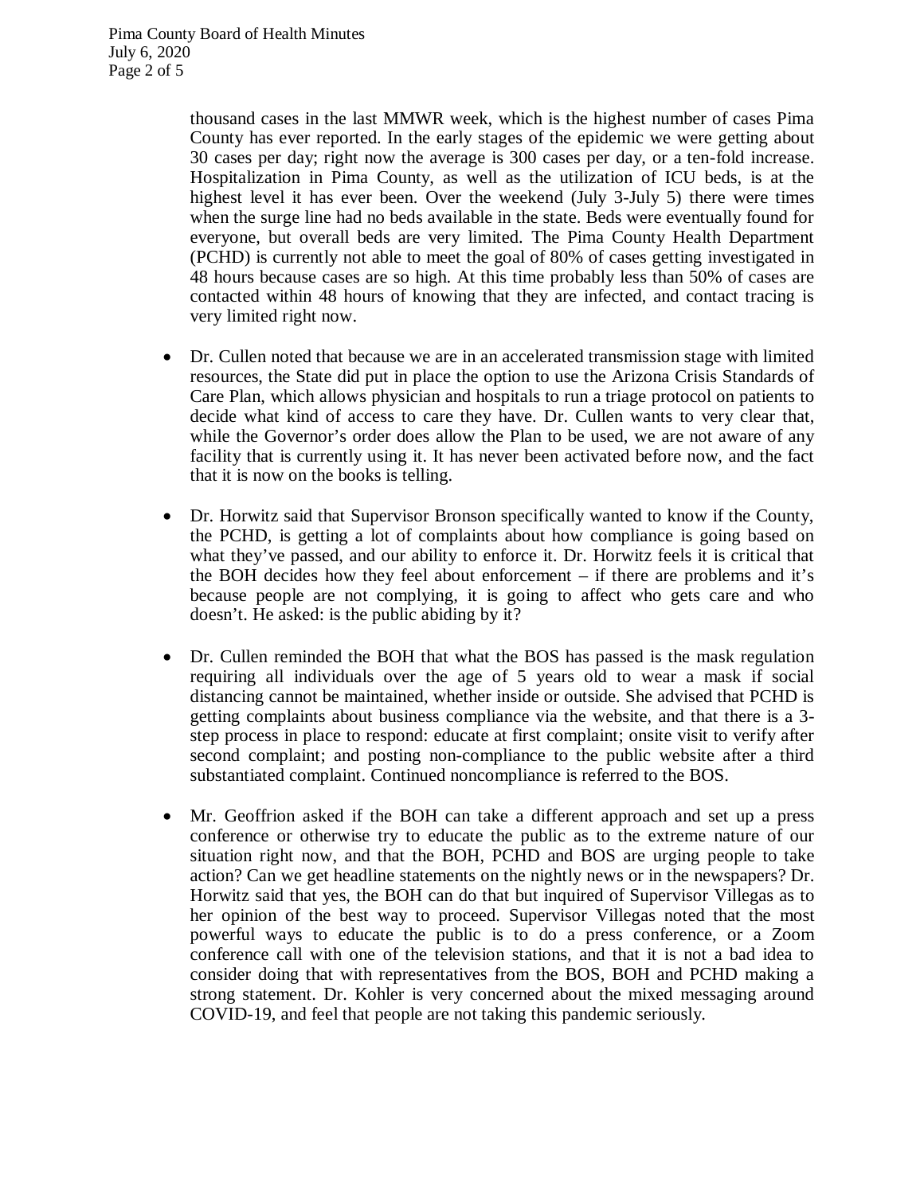thousand cases in the last MMWR week, which is the highest number of cases Pima County has ever reported. In the early stages of the epidemic we were getting about 30 cases per day; right now the average is 300 cases per day, or a ten-fold increase. Hospitalization in Pima County, as well as the utilization of ICU beds, is at the highest level it has ever been. Over the weekend (July 3-July 5) there were times when the surge line had no beds available in the state. Beds were eventually found for everyone, but overall beds are very limited. The Pima County Health Department (PCHD) is currently not able to meet the goal of 80% of cases getting investigated in 48 hours because cases are so high. At this time probably less than 50% of cases are contacted within 48 hours of knowing that they are infected, and contact tracing is very limited right now.

- Dr. Cullen noted that because we are in an accelerated transmission stage with limited resources, the State did put in place the option to use the Arizona Crisis Standards of Care Plan, which allows physician and hospitals to run a triage protocol on patients to decide what kind of access to care they have. Dr. Cullen wants to very clear that, while the Governor's order does allow the Plan to be used, we are not aware of any facility that is currently using it. It has never been activated before now, and the fact that it is now on the books is telling.

- Dr. Horwitz said that Supervisor Bronson specifically wanted to know if the County, the PCHD, is getting a lot of complaints about how compliance is going based on what they've passed, and our ability to enforce it. Dr. Horwitz feels it is critical that the BOH decides how they feel about enforcement – if there are problems and it's because people are not complying, it is going to affect who gets care and who doesn't. He asked: is the public abiding by it?

- Dr. Cullen reminded the BOH that what the BOS has passed is the mask regulation requiring all individuals over the age of 5 years old to wear a mask if social distancing cannot be maintained, whether inside or outside. She advised that PCHD is getting complaints about business compliance via the website, and that there is a 3-step process in place to respond: educate at first complaint; onsite visit to verify after second complaint; and posting non-compliance to the public website after a third substantiated complaint. Continued noncompliance is referred to the BOS.

- Mr. Geoffrion asked if the BOH can take a different approach and set up a press conference or otherwise try to educate the public as to the extreme nature of our situation right now, and that the BOH, PCHD and BOS are urging people to take action? Can we get headline statements on the nightly news or in the newspapers? Dr. Horwitz said that yes, the BOH can do that but inquired of Supervisor Villegas as to her opinion of the best way to proceed. Supervisor Villegas noted that the most powerful ways to educate the public is to do a press conference, or a Zoom conference call with one of the television stations, and that it is not a bad idea to consider doing that with representatives from the BOS, BOH and PCHD making a strong statement. Dr. Kohler is very concerned about the mixed messaging around COVID-19, and feel that people are not taking this pandemic seriously.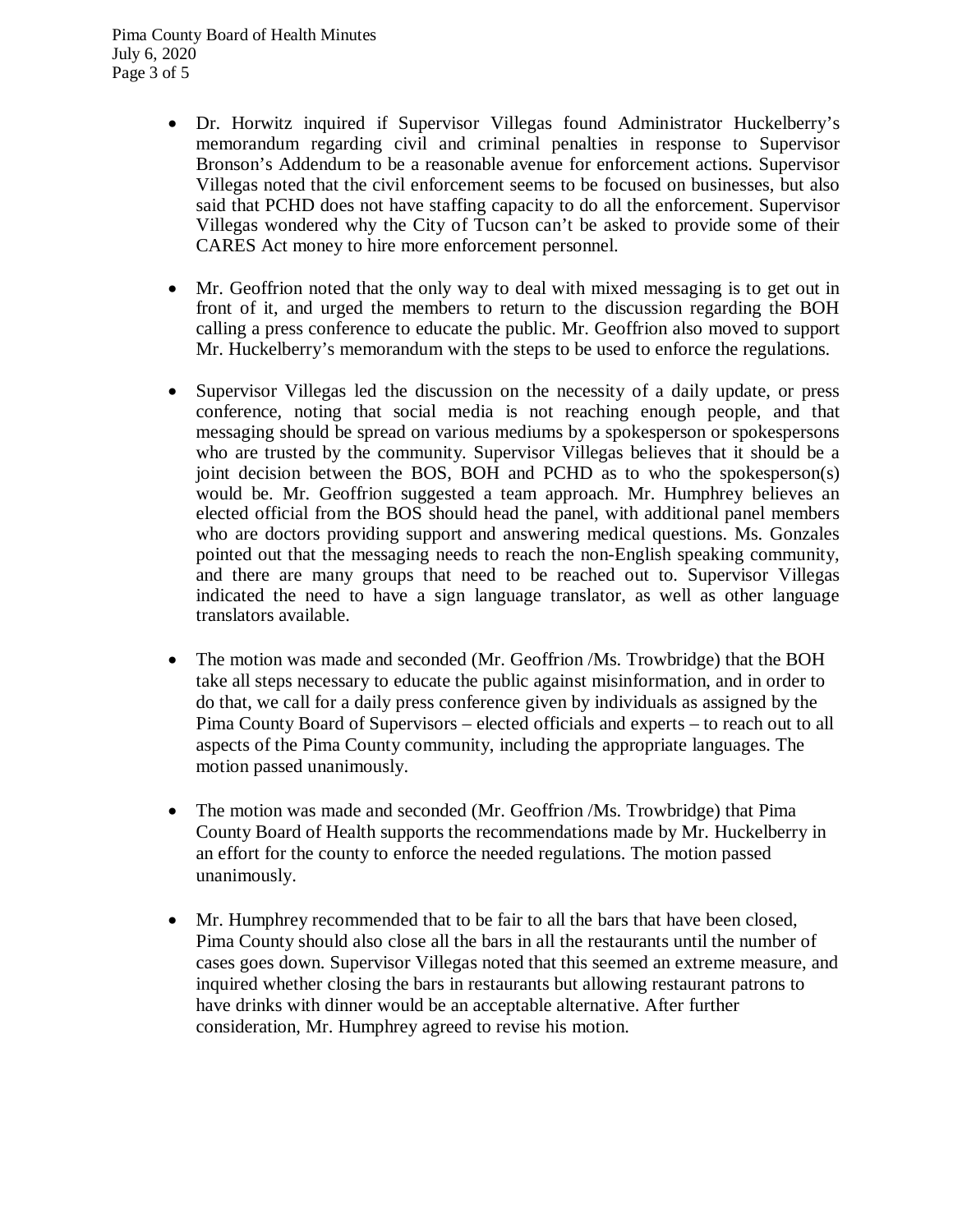- Dr. Horwitz inquired if Supervisor Villegas found Administrator Huckelberry's memorandum regarding civil and criminal penalties in response to Supervisor Bronson's Addendum to be a reasonable avenue for enforcement actions. Supervisor Villegas noted that the civil enforcement seems to be focused on businesses, but also said that PCHD does not have staffing capacity to do all the enforcement. Supervisor Villegas wondered why the City of Tucson can't be asked to provide some of their CARES Act money to hire more enforcement personnel.

- Mr. Geoffrion noted that the only way to deal with mixed messaging is to get out in front of it, and urged the members to return to the discussion regarding the BOH calling a press conference to educate the public. Mr. Geoffrion also moved to support Mr. Huckelberry's memorandum with the steps to be used to enforce the regulations.

- Supervisor Villegas led the discussion on the necessity of a daily update, or press conference, noting that social media is not reaching enough people, and that messaging should be spread on various mediums by a spokesperson or spokespersons who are trusted by the community. Supervisor Villegas believes that it should be a joint decision between the BOS, BOH and PCHD as to who the spokesperson(s) would be. Mr. Geoffrion suggested a team approach. Mr. Humphrey believes an elected official from the BOS should head the panel, with additional panel members who are doctors providing support and answering medical questions. Ms. Gonzales pointed out that the messaging needs to reach the non-English speaking community, and there are many groups that need to be reached out to. Supervisor Villegas indicated the need to have a sign language translator, as well as other language translators available.

- The motion was made and seconded (Mr. Geoffrion /Ms. Trowbridge) that the BOH take all steps necessary to educate the public against misinformation, and in order to do that, we call for a daily press conference given by individuals as assigned by the Pima County Board of Supervisors – elected officials and experts – to reach out to all aspects of the Pima County community, including the appropriate languages. The motion passed unanimously.

- The motion was made and seconded (Mr. Geoffrion /Ms. Trowbridge) that Pima County Board of Health supports the recommendations made by Mr. Huckelberry in an effort for the county to enforce the needed regulations. The motion passed unanimously.

- Mr. Humphrey recommended that to be fair to all the bars that have been closed, Pima County should also close all the bars in all the restaurants until the number of cases goes down. Supervisor Villegas noted that this seemed an extreme measure, and inquired whether closing the bars in restaurants but allowing restaurant patrons to have drinks with dinner would be an acceptable alternative. After further consideration, Mr. Humphrey agreed to revise his motion.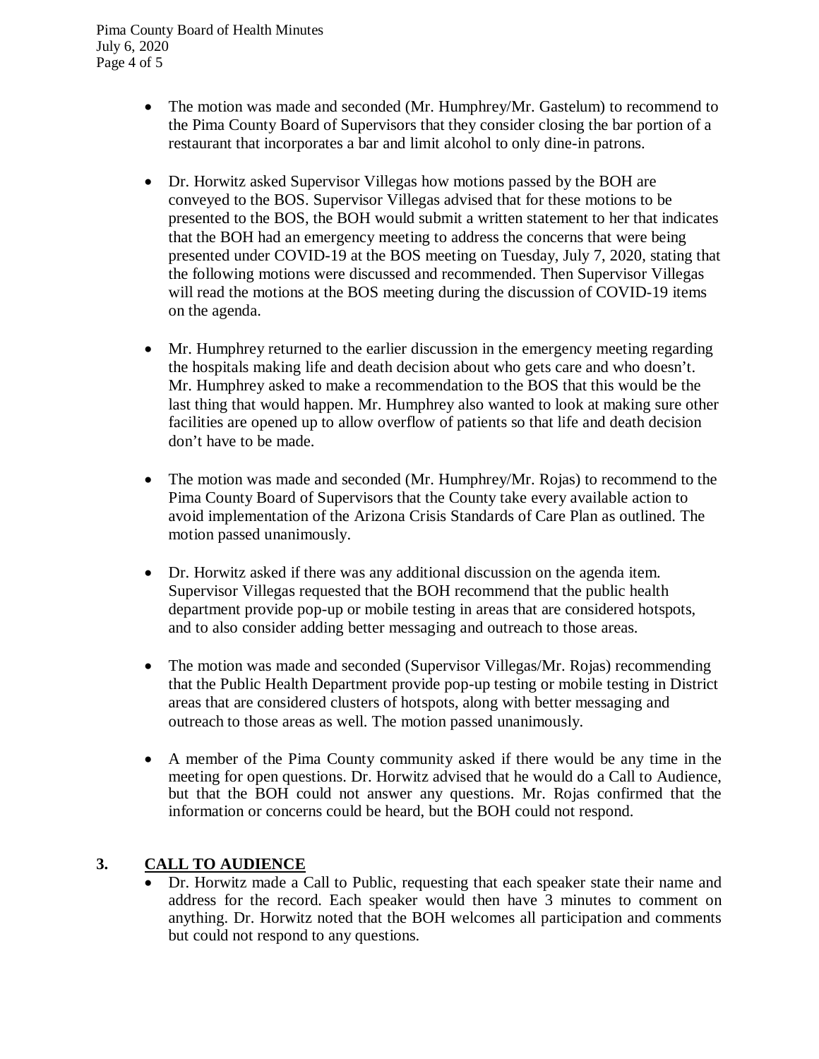- The motion was made and seconded (Mr. Humphrey/Mr. Gastelum) to recommend to the Pima County Board of Supervisors that they consider closing the bar portion of a restaurant that incorporates a bar and limit alcohol to only dine-in patrons.

- Dr. Horwitz asked Supervisor Villegas how motions passed by the BOH are conveyed to the BOS. Supervisor Villegas advised that for these motions to be presented to the BOS, the BOH would submit a written statement to her that indicates that the BOH had an emergency meeting to address the concerns that were being presented under COVID-19 at the BOS meeting on Tuesday, July 7, 2020, stating that the following motions were discussed and recommended. Then Supervisor Villegas will read the motions at the BOS meeting during the discussion of COVID-19 items on the agenda.

- Mr. Humphrey returned to the earlier discussion in the emergency meeting regarding the hospitals making life and death decision about who gets care and who doesn't. Mr. Humphrey asked to make a recommendation to the BOS that this would be the last thing that would happen. Mr. Humphrey also wanted to look at making sure other facilities are opened up to allow overflow of patients so that life and death decision don't have to be made.

- The motion was made and seconded (Mr. Humphrey/Mr. Rojas) to recommend to the Pima County Board of Supervisors that the County take every available action to avoid implementation of the Arizona Crisis Standards of Care Plan as outlined. The motion passed unanimously.

- Dr. Horwitz asked if there was any additional discussion on the agenda item. Supervisor Villegas requested that the BOH recommend that the public health department provide pop-up or mobile testing in areas that are considered hotspots, and to also consider adding better messaging and outreach to those areas.

- The motion was made and seconded (Supervisor Villegas/Mr. Rojas) recommending that the Public Health Department provide pop-up testing or mobile testing in District areas that are considered clusters of hotspots, along with better messaging and outreach to those areas as well. The motion passed unanimously.

- A member of the Pima County community asked if there would be any time in the meeting for open questions. Dr. Horwitz advised that he would do a Call to Audience, but that the BOH could not answer any questions. Mr. Rojas confirmed that the information or concerns could be heard, but the BOH could not respond.

## 3. <u>CALL TO AUDIENCE</u>

- Dr. Horwitz made a Call to Public, requesting that each speaker state their name and address for the record. Each speaker would then have 3 minutes to comment on anything. Dr. Horwitz noted that the BOH welcomes all participation and comments but could not respond to any questions.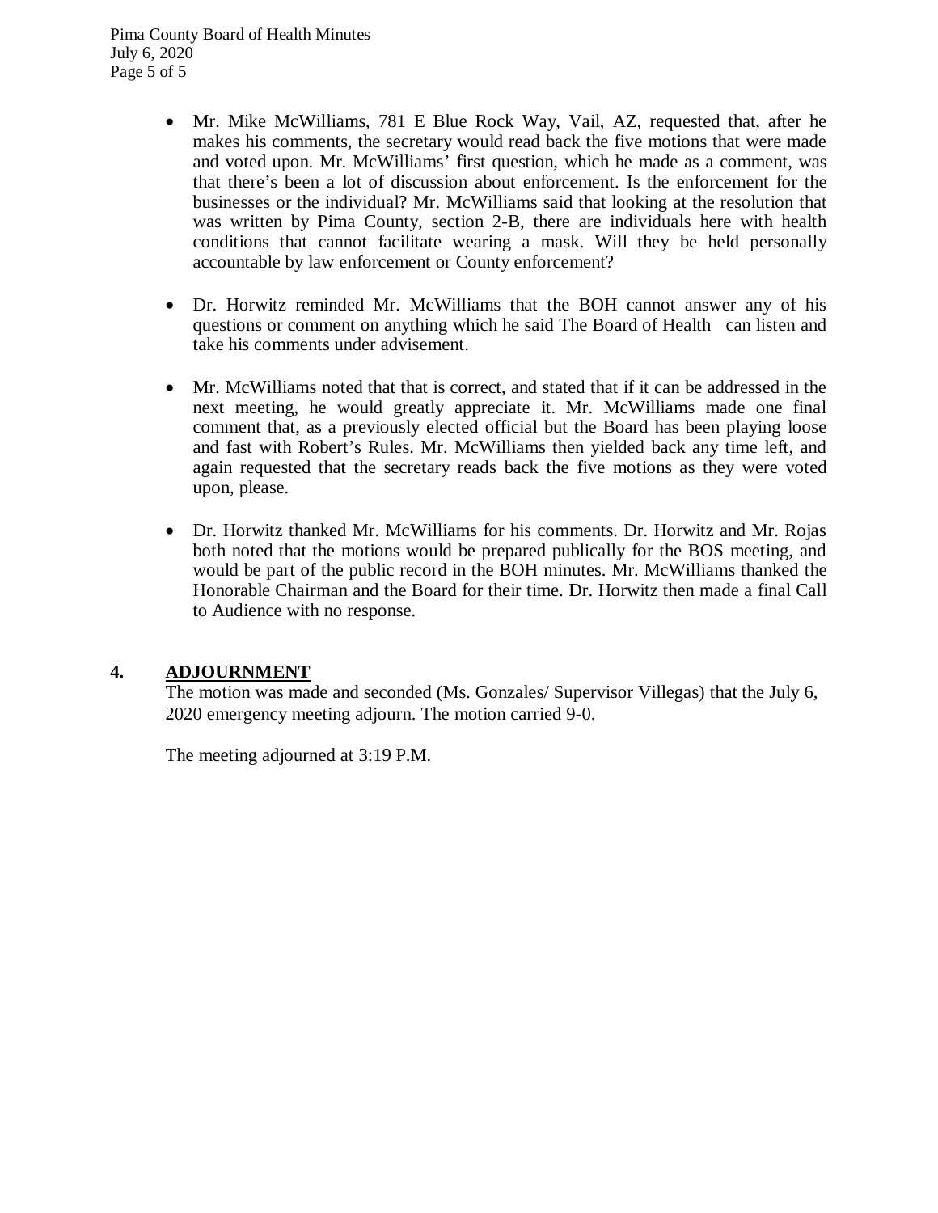- Mr. Mike McWilliams, 781 E Blue Rock Way, Vail, AZ, requested that, after he makes his comments, the secretary would read back the five motions that were made and voted upon. Mr. McWilliams' first question, which he made as a comment, was that there's been a lot of discussion about enforcement. Is the enforcement for the businesses or the individual? Mr. McWilliams said that looking at the resolution that was written by Pima County, section 2-B, there are individuals here with health conditions that cannot facilitate wearing a mask. Will they be held personally accountable by law enforcement or County enforcement?

- Dr. Horwitz reminded Mr. McWilliams that the BOH cannot answer any of his questions or comment on anything which he said The Board of Health can listen and take his comments under advisement.

- Mr. McWilliams noted that that is correct, and stated that if it can be addressed in the next meeting, he would greatly appreciate it. Mr. McWilliams made one final comment that, as a previously elected official but the Board has been playing loose and fast with Robert's Rules. Mr. McWilliams then yielded back any time left, and again requested that the secretary reads back the five motions as they were voted upon, please.

- Dr. Horwitz thanked Mr. McWilliams for his comments. Dr. Horwitz and Mr. Rojas both noted that the motions would be prepared publically for the BOS meeting, and would be part of the public record in the BOH minutes. Mr. McWilliams thanked the Honorable Chairman and the Board for their time. Dr. Horwitz then made a final Call to Audience with no response.

## 4. ADJOURNMENT

The motion was made and seconded (Ms. Gonzales/ Supervisor Villegas) that the July 6, 2020 emergency meeting adjourn. The motion carried 9-0.

The meeting adjourned at 3:19 P.M.